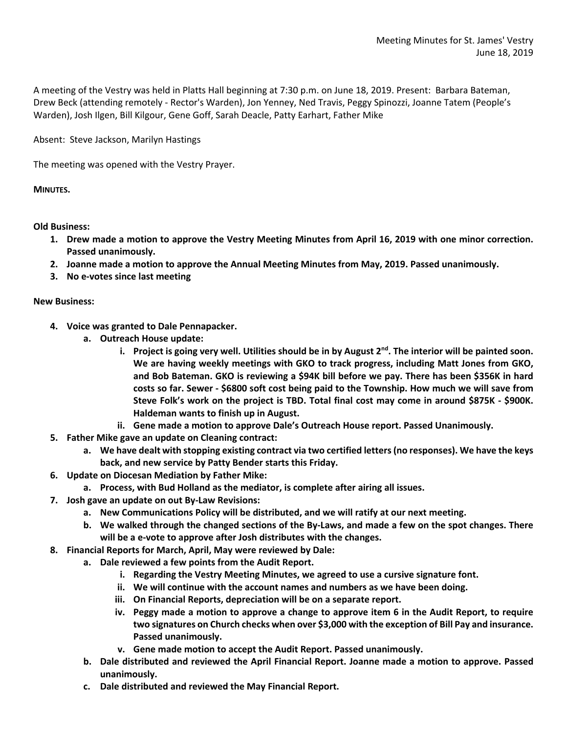Meeting Minutes for St. James' Vestry
June 18, 2019

A meeting of the Vestry was held in Platts Hall beginning at 7:30 p.m. on June 18, 2019. Present: Barbara Bateman, Drew Beck (attending remotely - Rector's Warden), Jon Yenney, Ned Travis, Peggy Spinozzi, Joanne Tatem (People's Warden), Josh Ilgen, Bill Kilgour, Gene Goff, Sarah Deacle, Patty Earhart, Father Mike

Absent: Steve Jackson, Marilyn Hastings

The meeting was opened with the Vestry Prayer.

**MINUTES.**

**Old Business:**

1. **Drew made a motion to approve the Vestry Meeting Minutes from April 16, 2019 with one minor correction. Passed unanimously.**
2. **Joanne made a motion to approve the Annual Meeting Minutes from May, 2019. Passed unanimously.**
3. **No e-votes since last meeting**

**New Business:**

4. **Voice was granted to Dale Pennapacker.**
    a. **Outreach House update:**
        i. **Project is going very well. Utilities should be in by August 2nd. The interior will be painted soon. We are having weekly meetings with GKO to track progress, including Matt Jones from GKO, and Bob Bateman. GKO is reviewing a $94K bill before we pay. There has been $356K in hard costs so far. Sewer - $6800 soft cost being paid to the Township. How much we will save from Steve Folk's work on the project is TBD. Total final cost may come in around $875K - $900K. Haldeman wants to finish up in August.**
        ii. **Gene made a motion to approve Dale's Outreach House report. Passed Unanimously.**
5. **Father Mike gave an update on Cleaning contract:**
    a. **We have dealt with stopping existing contract via two certified letters (no responses). We have the keys back, and new service by Patty Bender starts this Friday.**
6. **Update on Diocesan Mediation by Father Mike:**
    a. **Process, with Bud Holland as the mediator, is complete after airing all issues.**
7. **Josh gave an update on out By-Law Revisions:**
    a. **New Communications Policy will be distributed, and we will ratify at our next meeting.**
    b. **We walked through the changed sections of the By-Laws, and made a few on the spot changes. There will be a e-vote to approve after Josh distributes with the changes.**
8. **Financial Reports for March, April, May were reviewed by Dale:**
    a. **Dale reviewed a few points from the Audit Report.**
        i. **Regarding the Vestry Meeting Minutes, we agreed to use a cursive signature font.**
        ii. **We will continue with the account names and numbers as we have been doing.**
        iii. **On Financial Reports, depreciation will be on a separate report.**
        iv. **Peggy made a motion to approve a change to approve item 6 in the Audit Report, to require two signatures on Church checks when over $3,000 with the exception of Bill Pay and insurance. Passed unanimously.**
        v. **Gene made motion to accept the Audit Report. Passed unanimously.**
    b. **Dale distributed and reviewed the April Financial Report. Joanne made a motion to approve. Passed unanimously.**
    c. **Dale distributed and reviewed the May Financial Report.**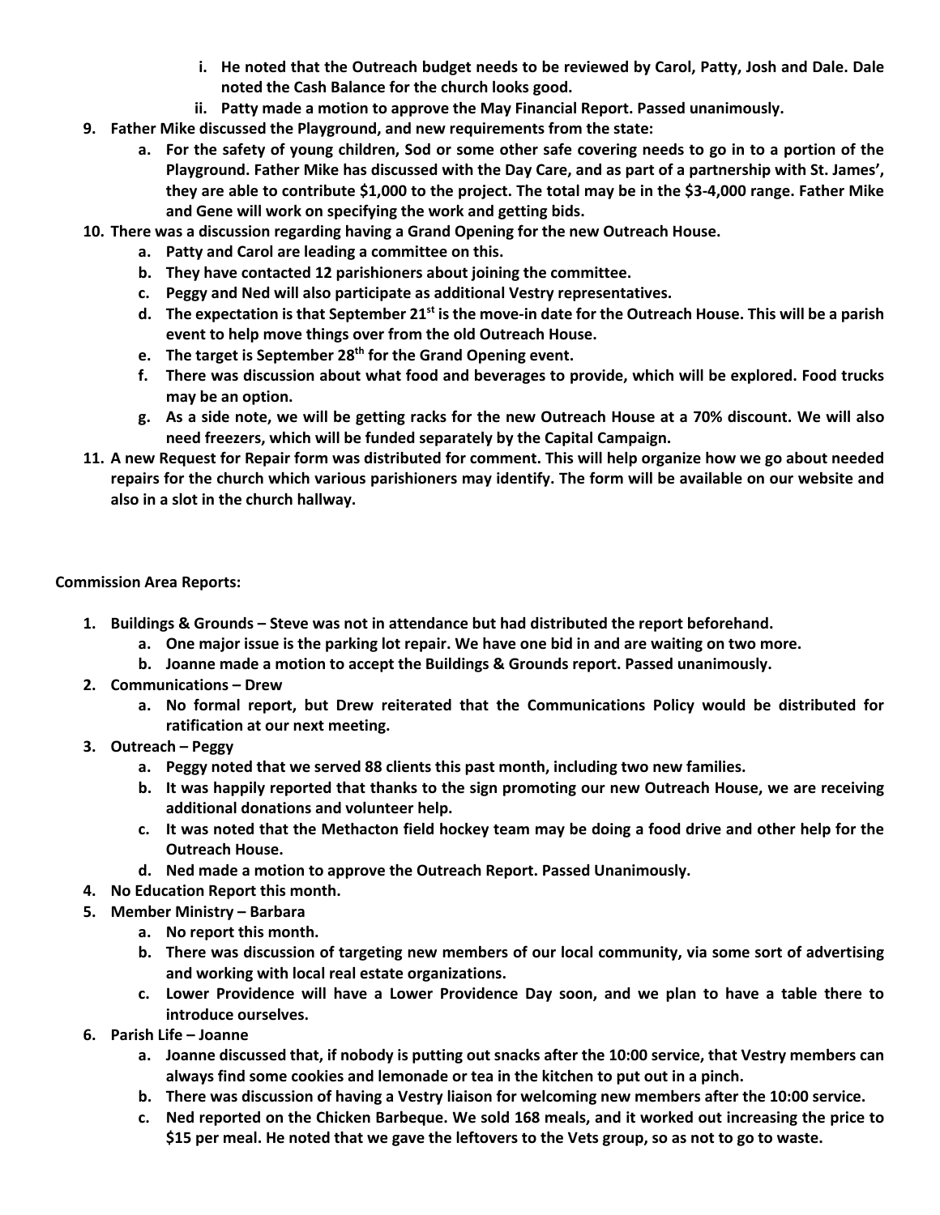i. **He noted that the Outreach budget needs to be reviewed by Carol, Patty, Josh and Dale. Dale noted the Cash Balance for the church looks good.**
   ii. **Patty made a motion to approve the May Financial Report. Passed unanimously.**

9. **Father Mike discussed the Playground, and new requirements from the state:**
   a. **For the safety of young children, Sod or some other safe covering needs to go in to a portion of the Playground. Father Mike has discussed with the Day Care, and as part of a partnership with St. James', they are able to contribute $1,000 to the project. The total may be in the $3-4,000 range. Father Mike and Gene will work on specifying the work and getting bids.**
10. **There was a discussion regarding having a Grand Opening for the new Outreach House.**
    a. **Patty and Carol are leading a committee on this.**
    b. **They have contacted 12 parishioners about joining the committee.**
    c. **Peggy and Ned will also participate as additional Vestry representatives.**
    d. **The expectation is that September 21st is the move-in date for the Outreach House. This will be a parish event to help move things over from the old Outreach House.**
    e. **The target is September 28th for the Grand Opening event.**
    f. **There was discussion about what food and beverages to provide, which will be explored. Food trucks may be an option.**
    g. **As a side note, we will be getting racks for the new Outreach House at a 70% discount. We will also need freezers, which will be funded separately by the Capital Campaign.**
11. **A new Request for Repair form was distributed for comment. This will help organize how we go about needed repairs for the church which various parishioners may identify. The form will be available on our website and also in a slot in the church hallway.**

**Commission Area Reports:**

1. **Buildings & Grounds – Steve was not in attendance but had distributed the report beforehand.**
   a. **One major issue is the parking lot repair. We have one bid in and are waiting on two more.**
   b. **Joanne made a motion to accept the Buildings & Grounds report. Passed unanimously.**
2. **Communications – Drew**
   a. **No formal report, but Drew reiterated that the Communications Policy would be distributed for ratification at our next meeting.**
3. **Outreach – Peggy**
   a. **Peggy noted that we served 88 clients this past month, including two new families.**
   b. **It was happily reported that thanks to the sign promoting our new Outreach House, we are receiving additional donations and volunteer help.**
   c. **It was noted that the Methacton field hockey team may be doing a food drive and other help for the Outreach House.**
   d. **Ned made a motion to approve the Outreach Report. Passed Unanimously.**
4. **No Education Report this month.**
5. **Member Ministry – Barbara**
   a. **No report this month.**
   b. **There was discussion of targeting new members of our local community, via some sort of advertising and working with local real estate organizations.**
   c. **Lower Providence will have a Lower Providence Day soon, and we plan to have a table there to introduce ourselves.**
6. **Parish Life – Joanne**
   a. **Joanne discussed that, if nobody is putting out snacks after the 10:00 service, that Vestry members can always find some cookies and lemonade or tea in the kitchen to put out in a pinch.**
   b. **There was discussion of having a Vestry liaison for welcoming new members after the 10:00 service.**
   c. **Ned reported on the Chicken Barbeque. We sold 168 meals, and it worked out increasing the price to $15 per meal. He noted that we gave the leftovers to the Vets group, so as not to go to waste.**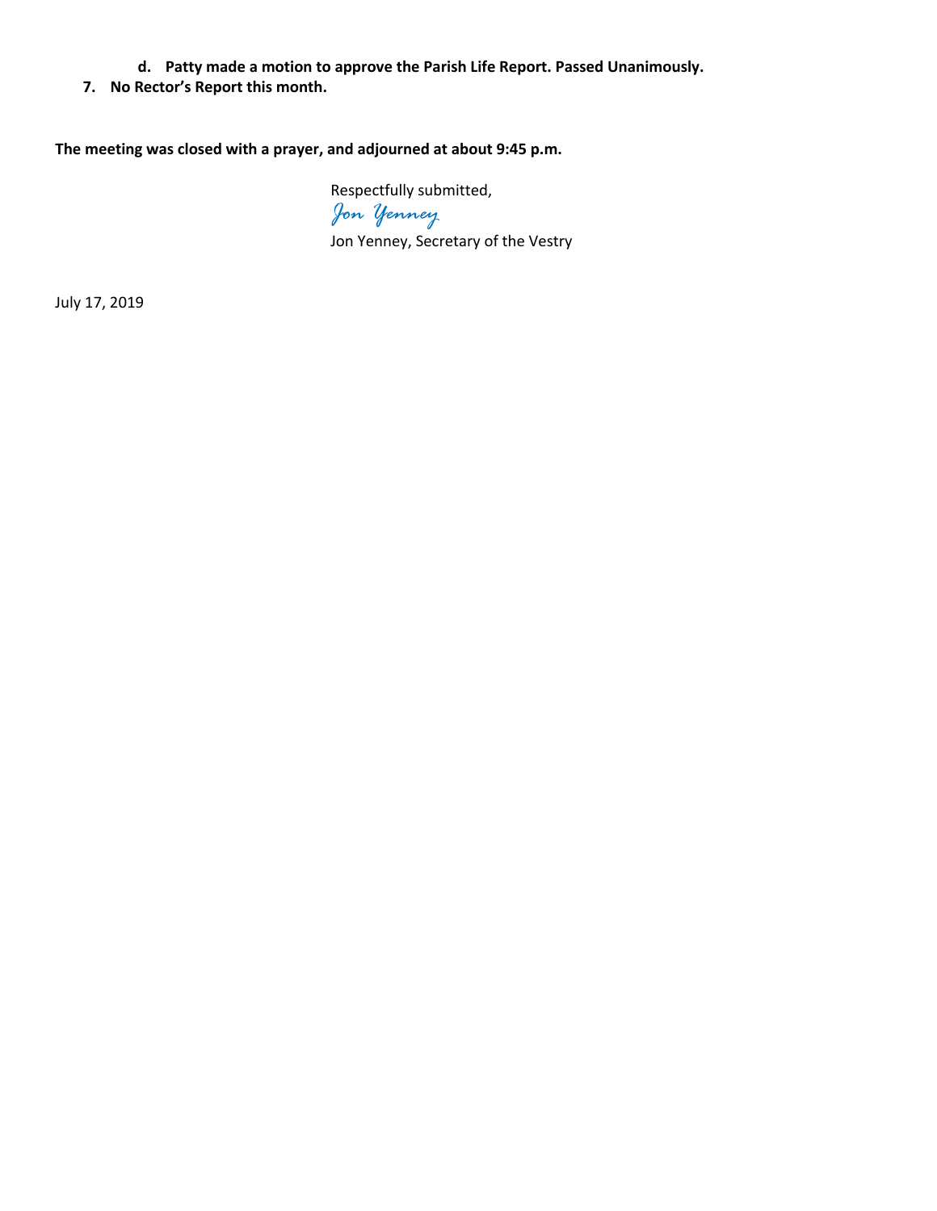d. **Patty made a motion to approve the Parish Life Report. Passed Unanimously.**

7. **No Rector's Report this month.**

**The meeting was closed with a prayer, and adjourned at about 9:45 p.m.**

Respectfully submitted,

*Jon Yenney*

Jon Yenney, Secretary of the Vestry

July 17, 2019